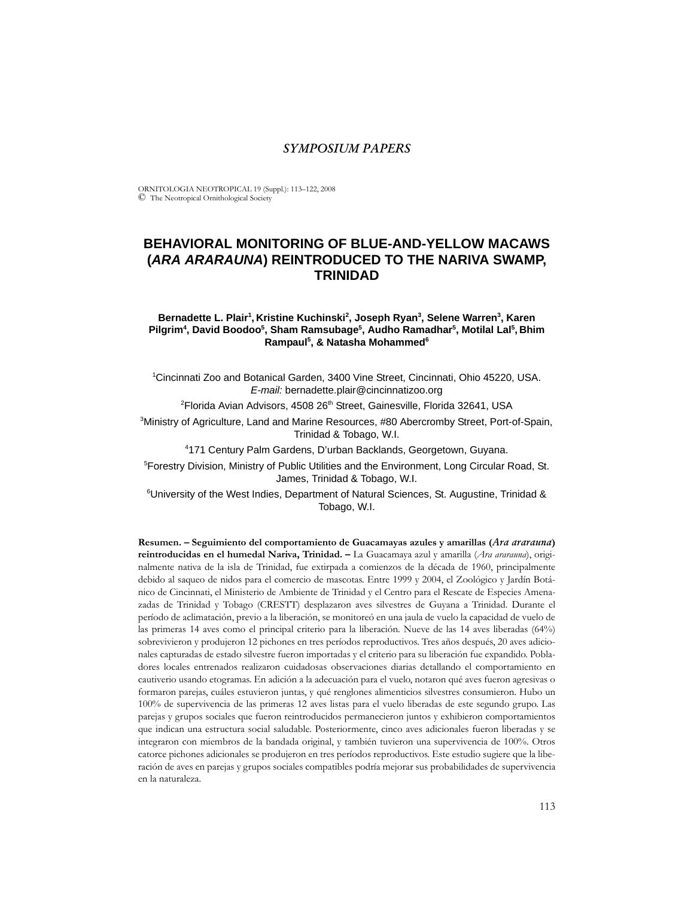*SYMPOSIUM PAPERS*

ORNITOLOGIA NEOTROPICAL 19 (Suppl.): 113–122, 2008
© The Neotropical Ornithological Society

# BEHAVIORAL MONITORING OF BLUE-AND-YELLOW MACAWS (*ARA ARARAUNA*) REINTRODUCED TO THE NARIVA SWAMP, TRINIDAD

**Bernadette L. Plair[1], Kristine Kuchinski[2], Joseph Ryan[3], Selene Warren[3], Karen Pilgrim[4], David Boodoo[5], Sham Ramsubage[5], Audho Ramadhar[5], Motilal Lal[5], Bhim Rampaul[5], & Natasha Mohammed[6]**

[1]Cincinnati Zoo and Botanical Garden, 3400 Vine Street, Cincinnati, Ohio 45220, USA. *E-mail:* bernadette.plair@cincinnatizoo.org

[2]Florida Avian Advisors, 4508 26th Street, Gainesville, Florida 32641, USA

[3]Ministry of Agriculture, Land and Marine Resources, #80 Abercromby Street, Port-of-Spain, Trinidad & Tobago, W.I.

[4]171 Century Palm Gardens, D'urban Backlands, Georgetown, Guyana.

[5]Forestry Division, Ministry of Public Utilities and the Environment, Long Circular Road, St. James, Trinidad & Tobago, W.I.

[6]University of the West Indies, Department of Natural Sciences, St. Augustine, Trinidad & Tobago, W.I.

**Resumen. – Seguimiento del comportamiento de Guacamayas azules y amarillas (*Ara ararauna*) reintroducidas en el humedal Nariva, Trinidad. –** La Guacamaya azul y amarilla (*Ara ararauna*), originalmente nativa de la isla de Trinidad, fue extirpada a comienzos de la década de 1960, principalmente debido al saqueo de nidos para el comercio de mascotas. Entre 1999 y 2004, el Zoológico y Jardín Botánico de Cincinnati, el Ministerio de Ambiente de Trinidad y el Centro para el Rescate de Especies Amenazadas de Trinidad y Tobago (CRESTT) desplazaron aves silvestres de Guyana a Trinidad. Durante el período de aclimatación, previo a la liberación, se monitoreó en una jaula de vuelo la capacidad de vuelo de las primeras 14 aves como el principal criterio para la liberación. Nueve de las 14 aves liberadas (64%) sobrevivieron y produjeron 12 pichones en tres períodos reproductivos. Tres años después, 20 aves adicionales capturadas de estado silvestre fueron importadas y el criterio para su liberación fue expandido. Pobladores locales entrenados realizaron cuidadosas observaciones diarias detallando el comportamiento en cautiverio usando etogramas. En adición a la adecuación para el vuelo, notaron qué aves fueron agresivas o formaron parejas, cuáles estuvieron juntas, y qué renglones alimenticios silvestres consumieron. Hubo un 100% de supervivencia de las primeras 12 aves listas para el vuelo liberadas de este segundo grupo. Las parejas y grupos sociales que fueron reintroducidos permanecieron juntos y exhibieron comportamientos que indican una estructura social saludable. Posteriormente, cinco aves adicionales fueron liberadas y se integraron con miembros de la bandada original, y también tuvieron una supervivencia de 100%. Otros catorce pichones adicionales se produjeron en tres períodos reproductivos. Este estudio sugiere que la liberación de aves en parejas y grupos sociales compatibles podría mejorar sus probabilidades de supervivencia en la naturaleza.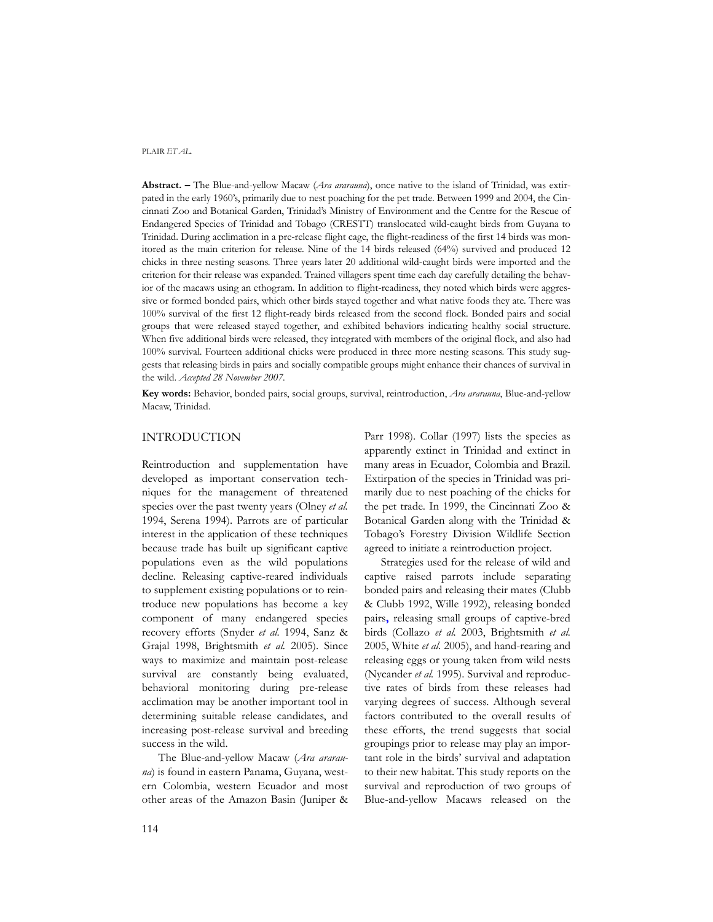**Abstract. –** The Blue-and-yellow Macaw (*Ara ararauna*), once native to the island of Trinidad, was extirpated in the early 1960's, primarily due to nest poaching for the pet trade. Between 1999 and 2004, the Cincinnati Zoo and Botanical Garden, Trinidad's Ministry of Environment and the Centre for the Rescue of Endangered Species of Trinidad and Tobago (CRESTT) translocated wild-caught birds from Guyana to Trinidad. During acclimation in a pre-release flight cage, the flight-readiness of the first 14 birds was monitored as the main criterion for release. Nine of the 14 birds released (64%) survived and produced 12 chicks in three nesting seasons. Three years later 20 additional wild-caught birds were imported and the criterion for their release was expanded. Trained villagers spent time each day carefully detailing the behavior of the macaws using an ethogram. In addition to flight-readiness, they noted which birds were aggressive or formed bonded pairs, which other birds stayed together and what native foods they ate. There was 100% survival of the first 12 flight-ready birds released from the second flock. Bonded pairs and social groups that were released stayed together, and exhibited behaviors indicating healthy social structure. When five additional birds were released, they integrated with members of the original flock, and also had 100% survival. Fourteen additional chicks were produced in three more nesting seasons. This study suggests that releasing birds in pairs and socially compatible groups might enhance their chances of survival in the wild. *Accepted 28 November 2007.*

**Key words:** Behavior, bonded pairs, social groups, survival, reintroduction, *Ara ararauna*, Blue-and-yellow Macaw, Trinidad.

## INTRODUCTION

Reintroduction and supplementation have developed as important conservation techniques for the management of threatened species over the past twenty years (Olney *et al.* 1994, Serena 1994). Parrots are of particular interest in the application of these techniques because trade has built up significant captive populations even as the wild populations decline. Releasing captive-reared individuals to supplement existing populations or to reintroduce new populations has become a key component of many endangered species recovery efforts (Snyder *et al.* 1994, Sanz & Grajal 1998, Brightsmith *et al.* 2005). Since ways to maximize and maintain post-release survival are constantly being evaluated, behavioral monitoring during pre-release acclimation may be another important tool in determining suitable release candidates, and increasing post-release survival and breeding success in the wild.

The Blue-and-yellow Macaw (*Ara ararauna*) is found in eastern Panama, Guyana, western Colombia, western Ecuador and most other areas of the Amazon Basin (Juniper & Parr 1998). Collar (1997) lists the species as apparently extinct in Trinidad and extinct in many areas in Ecuador, Colombia and Brazil. Extirpation of the species in Trinidad was primarily due to nest poaching of the chicks for the pet trade. In 1999, the Cincinnati Zoo & Botanical Garden along with the Trinidad & Tobago's Forestry Division Wildlife Section agreed to initiate a reintroduction project.

Strategies used for the release of wild and captive raised parrots include separating bonded pairs and releasing their mates (Clubb & Clubb 1992, Wille 1992), releasing bonded pairs, releasing small groups of captive-bred birds (Collazo *et al.* 2003, Brightsmith *et al.* 2005, White *et al.* 2005), and hand-rearing and releasing eggs or young taken from wild nests (Nycander *et al.* 1995). Survival and reproductive rates of birds from these releases had varying degrees of success. Although several factors contributed to the overall results of these efforts, the trend suggests that social groupings prior to release may play an important role in the birds' survival and adaptation to their new habitat. This study reports on the survival and reproduction of two groups of Blue-and-yellow Macaws released on the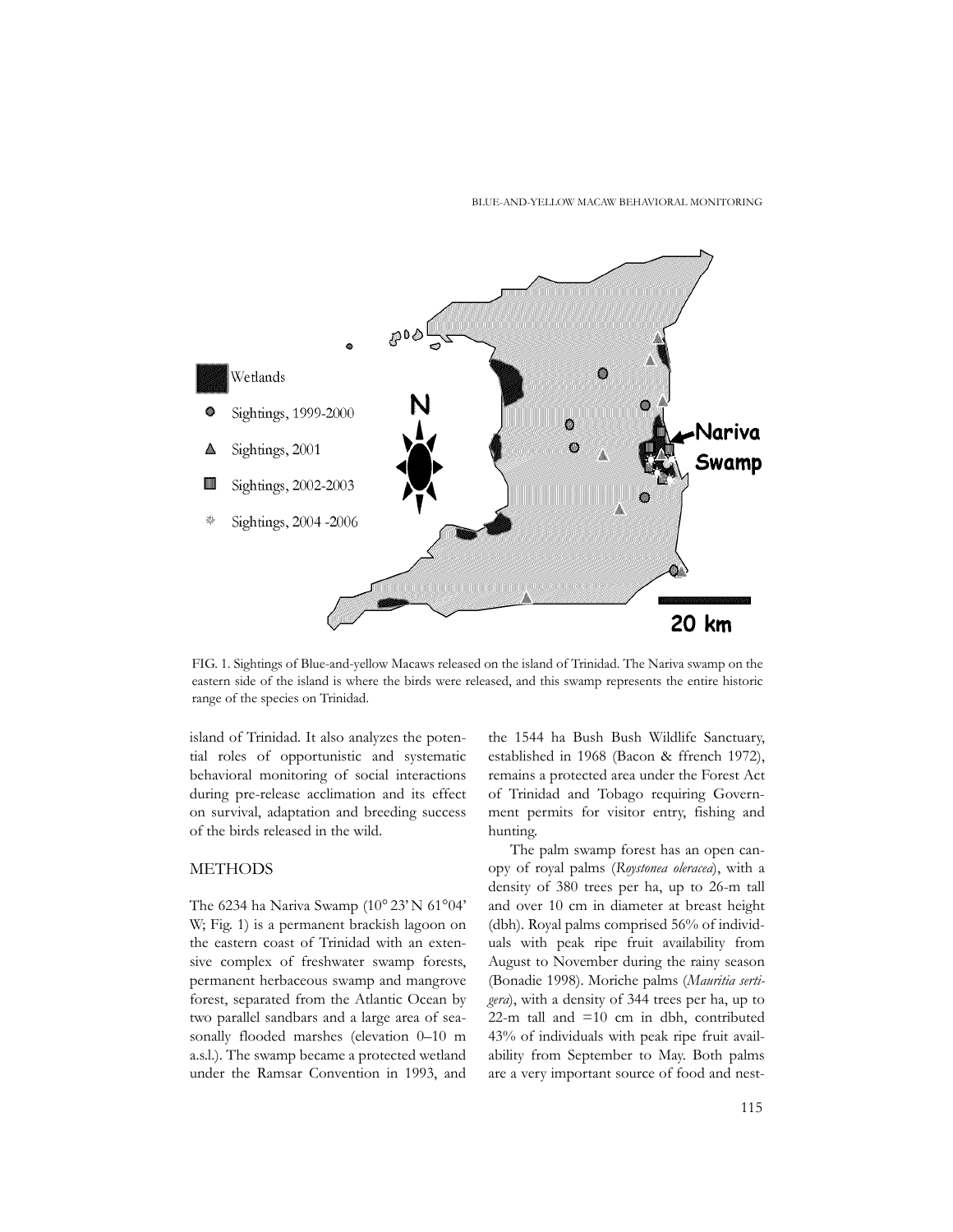FIG. 1. Sightings of Blue-and-yellow Macaws released on the island of Trinidad. The Nariva swamp on the eastern side of the island is where the birds were released, and this swamp represents the entire historic range of the species on Trinidad.

island of Trinidad. It also analyzes the potential roles of opportunistic and systematic behavioral monitoring of social interactions during pre-release acclimation and its effect on survival, adaptation and breeding success of the birds released in the wild.

## METHODS

The 6234 ha Nariva Swamp (10° 23' N 61°04' W; Fig. 1) is a permanent brackish lagoon on the eastern coast of Trinidad with an extensive complex of freshwater swamp forests, permanent herbaceous swamp and mangrove forest, separated from the Atlantic Ocean by two parallel sandbars and a large area of seasonally flooded marshes (elevation 0–10 m a.s.l.). The swamp became a protected wetland under the Ramsar Convention in 1993, and the 1544 ha Bush Bush Wildlife Sanctuary, established in 1968 (Bacon & ffrench 1972), remains a protected area under the Forest Act of Trinidad and Tobago requiring Government permits for visitor entry, fishing and hunting.

The palm swamp forest has an open canopy of royal palms (*Roystonea oleracea*), with a density of 380 trees per ha, up to 26-m tall and over 10 cm in diameter at breast height (dbh). Royal palms comprised 56% of individuals with peak ripe fruit availability from August to November during the rainy season (Bonadie 1998). Moriche palms (*Mauritia sertigera*), with a density of 344 trees per ha, up to 22-m tall and =10 cm in dbh, contributed 43% of individuals with peak ripe fruit availability from September to May. Both palms are a very important source of food and nest-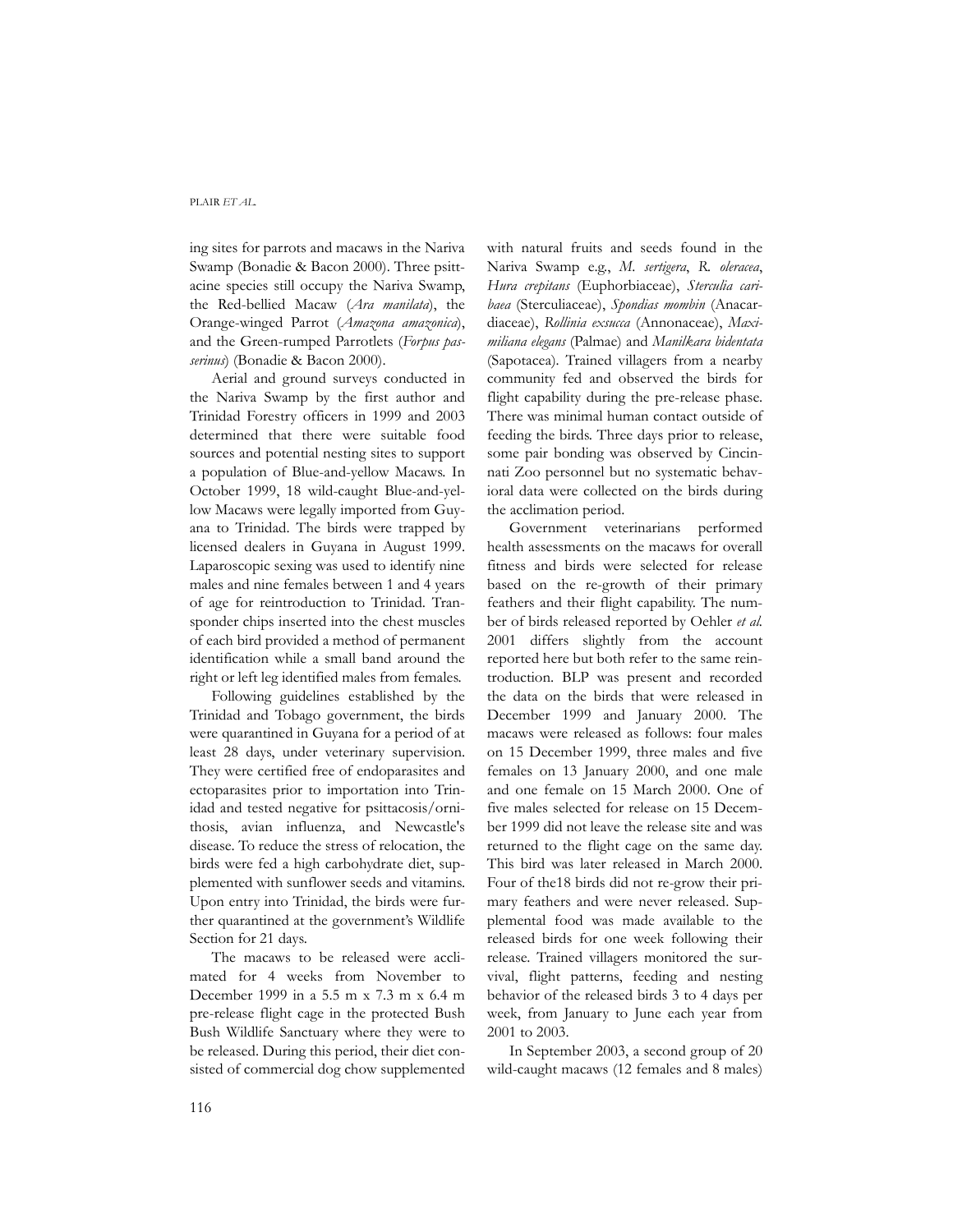ing sites for parrots and macaws in the Nariva Swamp (Bonadie & Bacon 2000). Three psittacine species still occupy the Nariva Swamp, the Red-bellied Macaw (*Ara manilata*), the Orange-winged Parrot (*Amazona amazonica*), and the Green-rumped Parrotlets (*Forpus passerinus*) (Bonadie & Bacon 2000).

Aerial and ground surveys conducted in the Nariva Swamp by the first author and Trinidad Forestry officers in 1999 and 2003 determined that there were suitable food sources and potential nesting sites to support a population of Blue-and-yellow Macaws. In October 1999, 18 wild-caught Blue-and-yellow Macaws were legally imported from Guyana to Trinidad. The birds were trapped by licensed dealers in Guyana in August 1999. Laparoscopic sexing was used to identify nine males and nine females between 1 and 4 years of age for reintroduction to Trinidad. Transponder chips inserted into the chest muscles of each bird provided a method of permanent identification while a small band around the right or left leg identified males from females.

Following guidelines established by the Trinidad and Tobago government, the birds were quarantined in Guyana for a period of at least 28 days, under veterinary supervision. They were certified free of endoparasites and ectoparasites prior to importation into Trinidad and tested negative for psittacosis/ornithosis, avian influenza, and Newcastle's disease. To reduce the stress of relocation, the birds were fed a high carbohydrate diet, supplemented with sunflower seeds and vitamins. Upon entry into Trinidad, the birds were further quarantined at the government's Wildlife Section for 21 days.

The macaws to be released were acclimated for 4 weeks from November to December 1999 in a 5.5 m x 7.3 m x 6.4 m pre-release flight cage in the protected Bush Bush Wildlife Sanctuary where they were to be released. During this period, their diet consisted of commercial dog chow supplemented with natural fruits and seeds found in the Nariva Swamp e.g., *M. sertigera*, *R. oleracea*, *Hura crepitans* (Euphorbiaceae), *Sterculia caribaea* (Sterculiaceae), *Spondias mombin* (Anacardiaceae), *Rollinia exsucca* (Annonaceae), *Maximiliana elegans* (Palmae) and *Manilkara bidentata* (Sapotacea). Trained villagers from a nearby community fed and observed the birds for flight capability during the pre-release phase. There was minimal human contact outside of feeding the birds. Three days prior to release, some pair bonding was observed by Cincinnati Zoo personnel but no systematic behavioral data were collected on the birds during the acclimation period.

Government veterinarians performed health assessments on the macaws for overall fitness and birds were selected for release based on the re-growth of their primary feathers and their flight capability. The number of birds released reported by Oehler *et al.* 2001 differs slightly from the account reported here but both refer to the same reintroduction. BLP was present and recorded the data on the birds that were released in December 1999 and January 2000. The macaws were released as follows: four males on 15 December 1999, three males and five females on 13 January 2000, and one male and one female on 15 March 2000. One of five males selected for release on 15 December 1999 did not leave the release site and was returned to the flight cage on the same day. This bird was later released in March 2000. Four of the18 birds did not re-grow their primary feathers and were never released. Supplemental food was made available to the released birds for one week following their release. Trained villagers monitored the survival, flight patterns, feeding and nesting behavior of the released birds 3 to 4 days per week, from January to June each year from 2001 to 2003.

In September 2003, a second group of 20 wild-caught macaws (12 females and 8 males)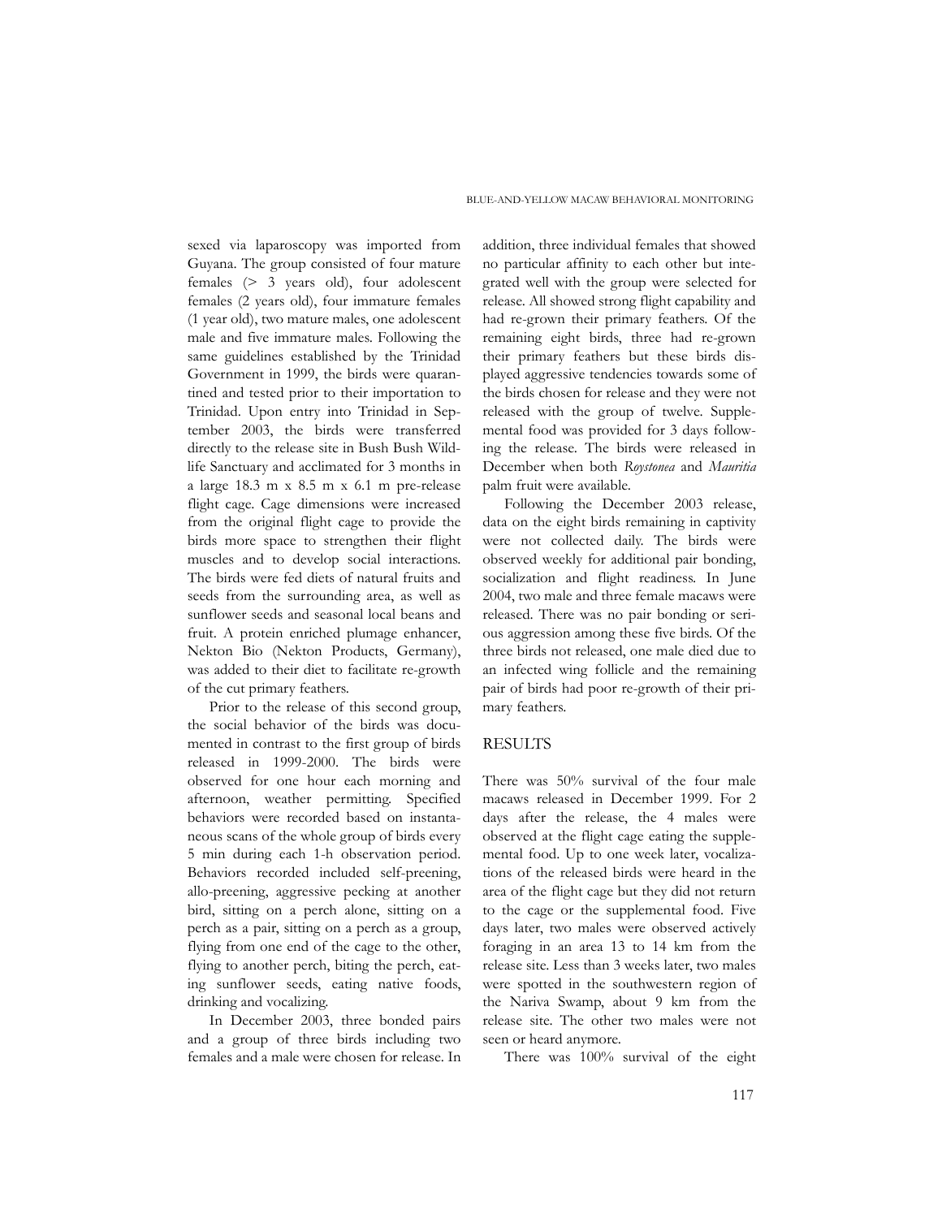sexed via laparoscopy was imported from Guyana. The group consisted of four mature females (> 3 years old), four adolescent females (2 years old), four immature females (1 year old), two mature males, one adolescent male and five immature males. Following the same guidelines established by the Trinidad Government in 1999, the birds were quarantined and tested prior to their importation to Trinidad. Upon entry into Trinidad in September 2003, the birds were transferred directly to the release site in Bush Bush Wildlife Sanctuary and acclimated for 3 months in a large 18.3 m x 8.5 m x 6.1 m pre-release flight cage. Cage dimensions were increased from the original flight cage to provide the birds more space to strengthen their flight muscles and to develop social interactions. The birds were fed diets of natural fruits and seeds from the surrounding area, as well as sunflower seeds and seasonal local beans and fruit. A protein enriched plumage enhancer, Nekton Bio (Nekton Products, Germany), was added to their diet to facilitate re-growth of the cut primary feathers.

Prior to the release of this second group, the social behavior of the birds was documented in contrast to the first group of birds released in 1999-2000. The birds were observed for one hour each morning and afternoon, weather permitting. Specified behaviors were recorded based on instantaneous scans of the whole group of birds every 5 min during each 1-h observation period. Behaviors recorded included self-preening, allo-preening, aggressive pecking at another bird, sitting on a perch alone, sitting on a perch as a pair, sitting on a perch as a group, flying from one end of the cage to the other, flying to another perch, biting the perch, eating sunflower seeds, eating native foods, drinking and vocalizing.

In December 2003, three bonded pairs and a group of three birds including two females and a male were chosen for release. In addition, three individual females that showed no particular affinity to each other but integrated well with the group were selected for release. All showed strong flight capability and had re-grown their primary feathers. Of the remaining eight birds, three had re-grown their primary feathers but these birds displayed aggressive tendencies towards some of the birds chosen for release and they were not released with the group of twelve. Supplemental food was provided for 3 days following the release. The birds were released in December when both *Roystonea* and *Mauritia* palm fruit were available.

Following the December 2003 release, data on the eight birds remaining in captivity were not collected daily. The birds were observed weekly for additional pair bonding, socialization and flight readiness. In June 2004, two male and three female macaws were released. There was no pair bonding or serious aggression among these five birds. Of the three birds not released, one male died due to an infected wing follicle and the remaining pair of birds had poor re-growth of their primary feathers.

## RESULTS

There was 50% survival of the four male macaws released in December 1999. For 2 days after the release, the 4 males were observed at the flight cage eating the supplemental food. Up to one week later, vocalizations of the released birds were heard in the area of the flight cage but they did not return to the cage or the supplemental food. Five days later, two males were observed actively foraging in an area 13 to 14 km from the release site. Less than 3 weeks later, two males were spotted in the southwestern region of the Nariva Swamp, about 9 km from the release site. The other two males were not seen or heard anymore.

There was 100% survival of the eight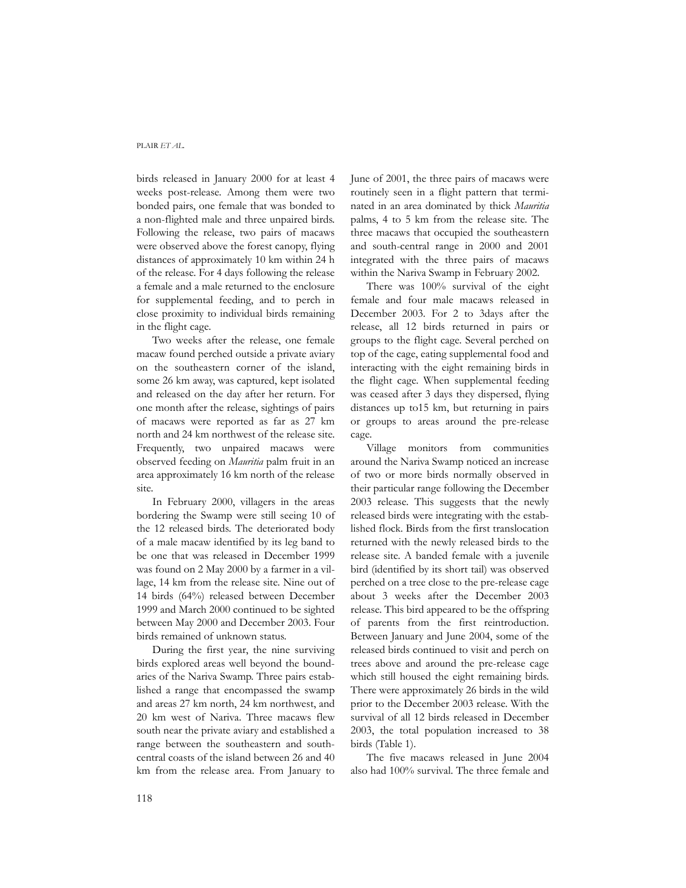birds released in January 2000 for at least 4 weeks post-release. Among them were two bonded pairs, one female that was bonded to a non-flighted male and three unpaired birds. Following the release, two pairs of macaws were observed above the forest canopy, flying distances of approximately 10 km within 24 h of the release. For 4 days following the release a female and a male returned to the enclosure for supplemental feeding, and to perch in close proximity to individual birds remaining in the flight cage.

Two weeks after the release, one female macaw found perched outside a private aviary on the southeastern corner of the island, some 26 km away, was captured, kept isolated and released on the day after her return. For one month after the release, sightings of pairs of macaws were reported as far as 27 km north and 24 km northwest of the release site. Frequently, two unpaired macaws were observed feeding on *Mauritia* palm fruit in an area approximately 16 km north of the release site.

In February 2000, villagers in the areas bordering the Swamp were still seeing 10 of the 12 released birds. The deteriorated body of a male macaw identified by its leg band to be one that was released in December 1999 was found on 2 May 2000 by a farmer in a village, 14 km from the release site. Nine out of 14 birds (64%) released between December 1999 and March 2000 continued to be sighted between May 2000 and December 2003. Four birds remained of unknown status.

During the first year, the nine surviving birds explored areas well beyond the boundaries of the Nariva Swamp. Three pairs established a range that encompassed the swamp and areas 27 km north, 24 km northwest, and 20 km west of Nariva. Three macaws flew south near the private aviary and established a range between the southeastern and south-central coasts of the island between 26 and 40 km from the release area. From January to June of 2001, the three pairs of macaws were routinely seen in a flight pattern that terminated in an area dominated by thick *Mauritia* palms, 4 to 5 km from the release site. The three macaws that occupied the southeastern and south-central range in 2000 and 2001 integrated with the three pairs of macaws within the Nariva Swamp in February 2002.

There was 100% survival of the eight female and four male macaws released in December 2003. For 2 to 3days after the release, all 12 birds returned in pairs or groups to the flight cage. Several perched on top of the cage, eating supplemental food and interacting with the eight remaining birds in the flight cage. When supplemental feeding was ceased after 3 days they dispersed, flying distances up to15 km, but returning in pairs or groups to areas around the pre-release cage.

Village monitors from communities around the Nariva Swamp noticed an increase of two or more birds normally observed in their particular range following the December 2003 release. This suggests that the newly released birds were integrating with the established flock. Birds from the first translocation returned with the newly released birds to the release site. A banded female with a juvenile bird (identified by its short tail) was observed perched on a tree close to the pre-release cage about 3 weeks after the December 2003 release. This bird appeared to be the offspring of parents from the first reintroduction. Between January and June 2004, some of the released birds continued to visit and perch on trees above and around the pre-release cage which still housed the eight remaining birds. There were approximately 26 birds in the wild prior to the December 2003 release. With the survival of all 12 birds released in December 2003, the total population increased to 38 birds (Table 1).

The five macaws released in June 2004 also had 100% survival. The three female and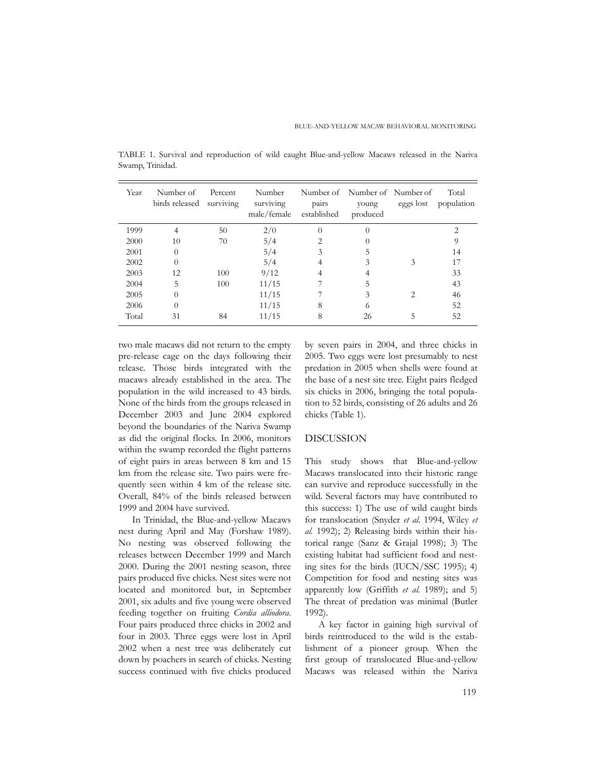TABLE 1. Survival and reproduction of wild caught Blue-and-yellow Macaws released in the Nariva Swamp, Trinidad.

| Year | Number of birds released | Percent surviving | Number surviving male/female | Number of pairs established | Number of young produced | Number of eggs lost | Total population |
|---|---|---|---|---|---|---|---|
| 1999 | 4 | 50 | 2/0 | 0 | 0 | | 2 |
| 2000 | 10 | 70 | 5/4 | 2 | 0 | | 9 |
| 2001 | 0 | | 5/4 | 3 | 5 | | 14 |
| 2002 | 0 | | 5/4 | 4 | 3 | 3 | 17 |
| 2003 | 12 | 100 | 9/12 | 4 | 4 | | 33 |
| 2004 | 5 | 100 | 11/15 | 7 | 5 | | 43 |
| 2005 | 0 | | 11/15 | 7 | 3 | 2 | 46 |
| 2006 | 0 | | 11/15 | 8 | 6 | | 52 |
| Total | 31 | 84 | 11/15 | 8 | 26 | 5 | 52 |

two male macaws did not return to the empty pre-release cage on the days following their release. Those birds integrated with the macaws already established in the area. The population in the wild increased to 43 birds. None of the birds from the groups released in December 2003 and June 2004 explored beyond the boundaries of the Nariva Swamp as did the original flocks. In 2006, monitors within the swamp recorded the flight patterns of eight pairs in areas between 8 km and 15 km from the release site. Two pairs were frequently seen within 4 km of the release site. Overall, 84% of the birds released between 1999 and 2004 have survived.

In Trinidad, the Blue-and-yellow Macaws nest during April and May (Forshaw 1989). No nesting was observed following the releases between December 1999 and March 2000. During the 2001 nesting season, three pairs produced five chicks. Nest sites were not located and monitored but, in September 2001, six adults and five young were observed feeding together on fruiting *Cordia alliodora*. Four pairs produced three chicks in 2002 and four in 2003. Three eggs were lost in April 2002 when a nest tree was deliberately cut down by poachers in search of chicks. Nesting success continued with five chicks produced by seven pairs in 2004, and three chicks in 2005. Two eggs were lost presumably to nest predation in 2005 when shells were found at the base of a nest site tree. Eight pairs fledged six chicks in 2006, bringing the total population to 52 birds, consisting of 26 adults and 26 chicks (Table 1).

## DISCUSSION

This study shows that Blue-and-yellow Macaws translocated into their historic range can survive and reproduce successfully in the wild. Several factors may have contributed to this success: 1) The use of wild caught birds for translocation (Snyder *et al.* 1994, Wiley *et al.* 1992); 2) Releasing birds within their historical range (Sanz & Grajal 1998); 3) The existing habitat had sufficient food and nesting sites for the birds (IUCN/SSC 1995); 4) Competition for food and nesting sites was apparently low (Griffith *et al.* 1989); and 5) The threat of predation was minimal (Butler 1992).

A key factor in gaining high survival of birds reintroduced to the wild is the establishment of a pioneer group. When the first group of translocated Blue-and-yellow Macaws was released within the Nariva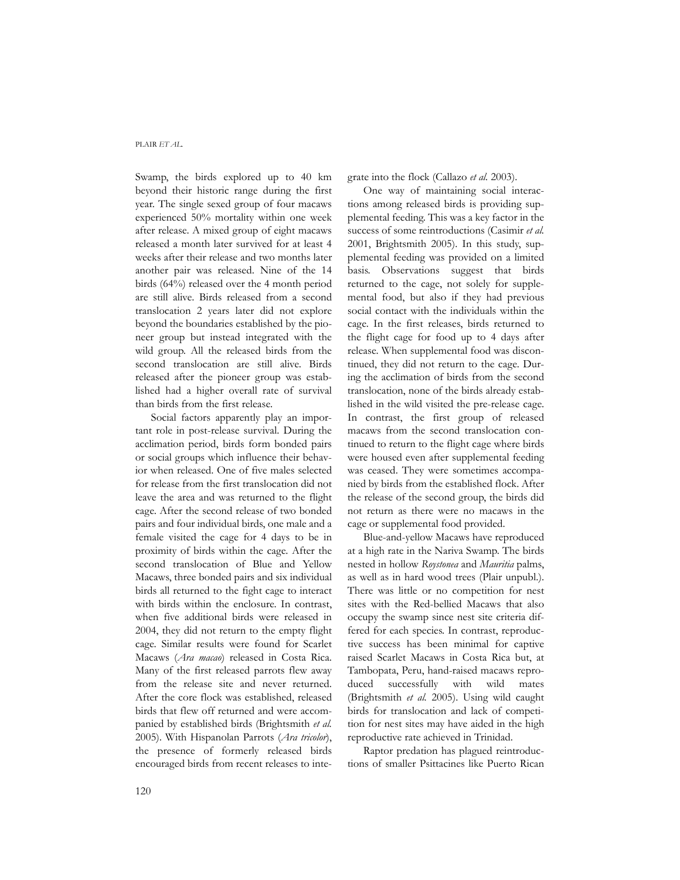Swamp, the birds explored up to 40 km beyond their historic range during the first year. The single sexed group of four macaws experienced 50% mortality within one week after release. A mixed group of eight macaws released a month later survived for at least 4 weeks after their release and two months later another pair was released. Nine of the 14 birds (64%) released over the 4 month period are still alive. Birds released from a second translocation 2 years later did not explore beyond the boundaries established by the pioneer group but instead integrated with the wild group. All the released birds from the second translocation are still alive. Birds released after the pioneer group was established had a higher overall rate of survival than birds from the first release.

Social factors apparently play an important role in post-release survival. During the acclimation period, birds form bonded pairs or social groups which influence their behavior when released. One of five males selected for release from the first translocation did not leave the area and was returned to the flight cage. After the second release of two bonded pairs and four individual birds, one male and a female visited the cage for 4 days to be in proximity of birds within the cage. After the second translocation of Blue and Yellow Macaws, three bonded pairs and six individual birds all returned to the fight cage to interact with birds within the enclosure. In contrast, when five additional birds were released in 2004, they did not return to the empty flight cage. Similar results were found for Scarlet Macaws (*Ara macao*) released in Costa Rica. Many of the first released parrots flew away from the release site and never returned. After the core flock was established, released birds that flew off returned and were accompanied by established birds (Brightsmith *et al.* 2005). With Hispanolan Parrots (*Ara tricolor*), the presence of formerly released birds encouraged birds from recent releases to integrate into the flock (Callazo *et al.* 2003).

One way of maintaining social interactions among released birds is providing supplemental feeding. This was a key factor in the success of some reintroductions (Casimir *et al.* 2001, Brightsmith 2005). In this study, supplemental feeding was provided on a limited basis. Observations suggest that birds returned to the cage, not solely for supplemental food, but also if they had previous social contact with the individuals within the cage. In the first releases, birds returned to the flight cage for food up to 4 days after release. When supplemental food was discontinued, they did not return to the cage. During the acclimation of birds from the second translocation, none of the birds already established in the wild visited the pre-release cage. In contrast, the first group of released macaws from the second translocation continued to return to the flight cage where birds were housed even after supplemental feeding was ceased. They were sometimes accompanied by birds from the established flock. After the release of the second group, the birds did not return as there were no macaws in the cage or supplemental food provided.

Blue-and-yellow Macaws have reproduced at a high rate in the Nariva Swamp. The birds nested in hollow *Roystonea* and *Mauritia* palms, as well as in hard wood trees (Plair unpubl.). There was little or no competition for nest sites with the Red-bellied Macaws that also occupy the swamp since nest site criteria differed for each species. In contrast, reproductive success has been minimal for captive raised Scarlet Macaws in Costa Rica but, at Tambopata, Peru, hand-raised macaws reproduced successfully with wild mates (Brightsmith *et al.* 2005). Using wild caught birds for translocation and lack of competition for nest sites may have aided in the high reproductive rate achieved in Trinidad.

Raptor predation has plagued reintroductions of smaller Psittacines like Puerto Rican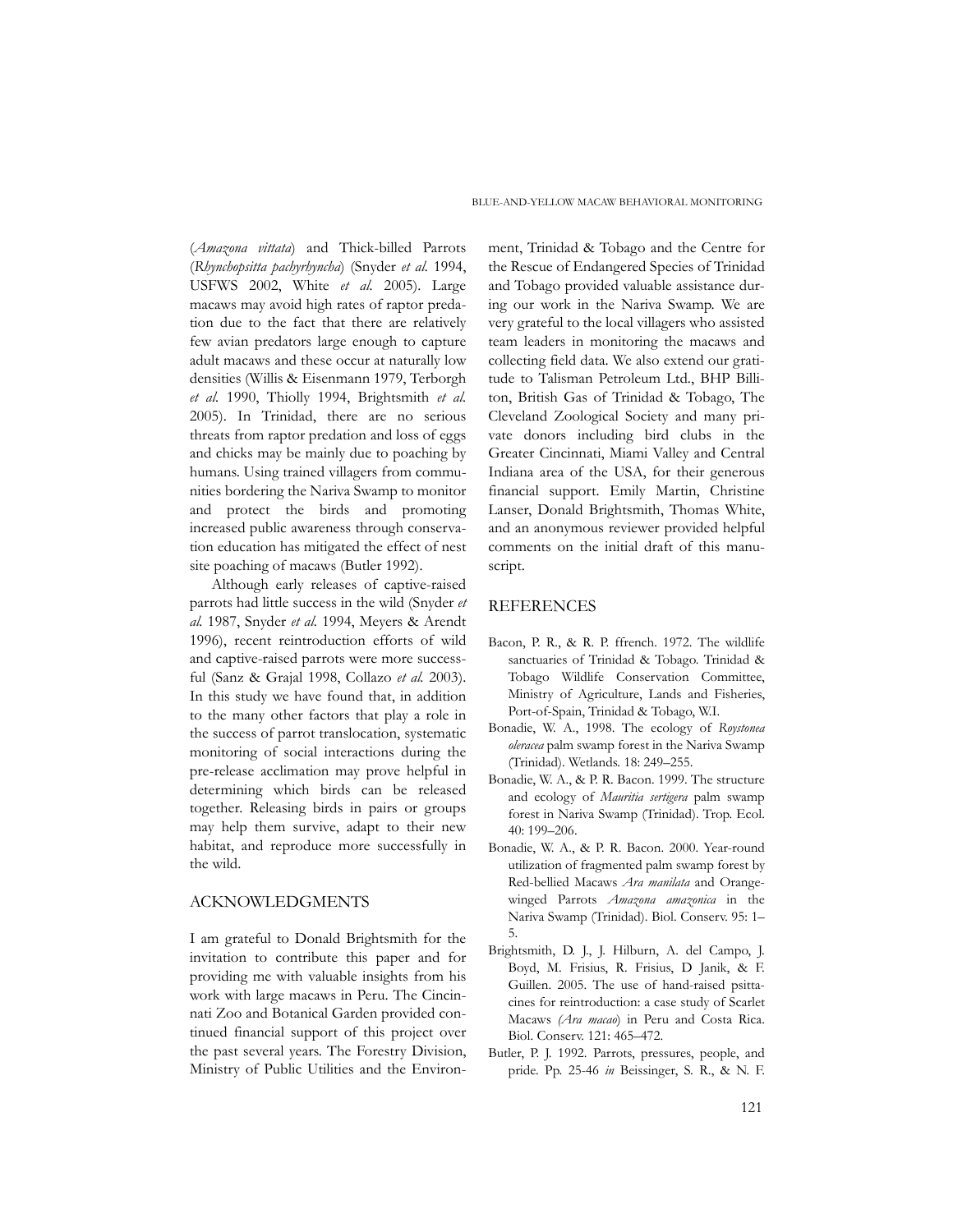(*Amazona vittata*) and Thick-billed Parrots (*Rhynchopsitta pachyrhyncha*) (Snyder *et al.* 1994, USFWS 2002, White *et al.* 2005). Large macaws may avoid high rates of raptor predation due to the fact that there are relatively few avian predators large enough to capture adult macaws and these occur at naturally low densities (Willis & Eisenmann 1979, Terborgh *et al.* 1990, Thiolly 1994, Brightsmith *et al.* 2005). In Trinidad, there are no serious threats from raptor predation and loss of eggs and chicks may be mainly due to poaching by humans. Using trained villagers from communities bordering the Nariva Swamp to monitor and protect the birds and promoting increased public awareness through conservation education has mitigated the effect of nest site poaching of macaws (Butler 1992).

Although early releases of captive-raised parrots had little success in the wild (Snyder *et al.* 1987, Snyder *et al.* 1994, Meyers & Arendt 1996), recent reintroduction efforts of wild and captive-raised parrots were more successful (Sanz & Grajal 1998, Collazo *et al.* 2003). In this study we have found that, in addition to the many other factors that play a role in the success of parrot translocation, systematic monitoring of social interactions during the pre-release acclimation may prove helpful in determining which birds can be released together. Releasing birds in pairs or groups may help them survive, adapt to their new habitat, and reproduce more successfully in the wild.

## ACKNOWLEDGMENTS

I am grateful to Donald Brightsmith for the invitation to contribute this paper and for providing me with valuable insights from his work with large macaws in Peru. The Cincinnati Zoo and Botanical Garden provided continued financial support of this project over the past several years. The Forestry Division, Ministry of Public Utilities and the Environment, Trinidad & Tobago and the Centre for the Rescue of Endangered Species of Trinidad and Tobago provided valuable assistance during our work in the Nariva Swamp. We are very grateful to the local villagers who assisted team leaders in monitoring the macaws and collecting field data. We also extend our gratitude to Talisman Petroleum Ltd., BHP Billiton, British Gas of Trinidad & Tobago, The Cleveland Zoological Society and many private donors including bird clubs in the Greater Cincinnati, Miami Valley and Central Indiana area of the USA, for their generous financial support. Emily Martin, Christine Lanser, Donald Brightsmith, Thomas White, and an anonymous reviewer provided helpful comments on the initial draft of this manuscript.

## REFERENCES

Bacon, P. R., & R. P. ffrench. 1972. The wildlife sanctuaries of Trinidad & Tobago. Trinidad & Tobago Wildlife Conservation Committee, Ministry of Agriculture, Lands and Fisheries, Port-of-Spain, Trinidad & Tobago, W.I.

Bonadie, W. A., 1998. The ecology of *Roystonea oleracea* palm swamp forest in the Nariva Swamp (Trinidad). Wetlands. 18: 249–255.

Bonadie, W. A., & P. R. Bacon. 1999. The structure and ecology of *Mauritia sertigera* palm swamp forest in Nariva Swamp (Trinidad). Trop. Ecol. 40: 199–206.

Bonadie, W. A., & P. R. Bacon. 2000. Year-round utilization of fragmented palm swamp forest by Red-bellied Macaws *Ara manilata* and Orange-winged Parrots *Amazona amazonica* in the Nariva Swamp (Trinidad). Biol. Conserv. 95: 1–5.

Brightsmith, D. J., J. Hilburn, A. del Campo, J. Boyd, M. Frisius, R. Frisius, D Janik, & F. Guillen. 2005. The use of hand-raised psittacines for reintroduction: a case study of Scarlet Macaws *(Ara macao*) in Peru and Costa Rica. Biol. Conserv. 121: 465–472.

Butler, P. J. 1992. Parrots, pressures, people, and pride. Pp. 25-46 *in* Beissinger, S. R., & N. F.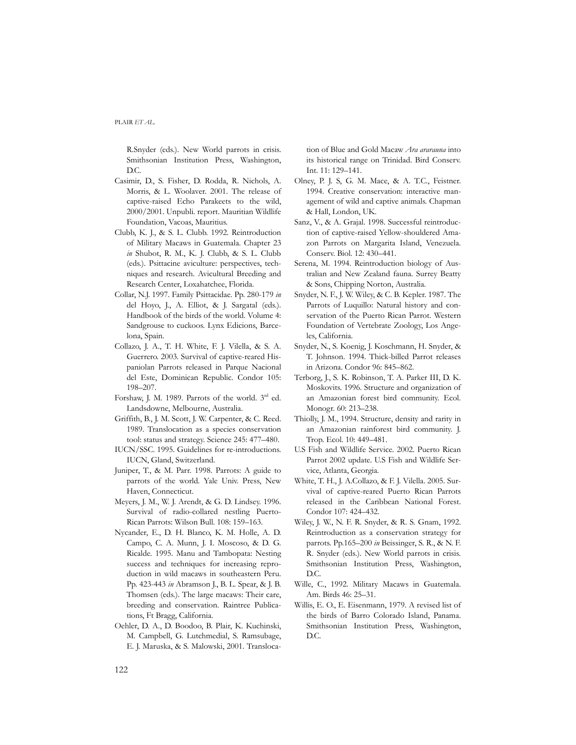R.Snyder (eds.). New World parrots in crisis. Smithsonian Institution Press, Washington, D.C.

Casimir, D., S. Fisher, D. Rodda, R. Nichols, A. Morris, & L. Woolaver. 2001. The release of captive-raised Echo Parakeets to the wild, 2000/2001. Unpubli. report. Mauritian Wildlife Foundation, Vacoas, Mauritius.

Clubb, K. J., & S. L. Clubb. 1992. Reintroduction of Military Macaws in Guatemala. Chapter 23 *in* Shubot, R. M., K. J. Clubb, & S. L. Clubb (eds.). Psittacine aviculture: perspectives, techniques and research. Avicultural Breeding and Research Center, Loxahatchee, Florida.

Collar, N.J. 1997. Family Psittacidae. Pp. 280-179 *in* del Hoyo, J., A. Elliot, & J. Sargatal (eds.). Handbook of the birds of the world. Volume 4: Sandgrouse to cuckoos. Lynx Edicions, Barcelona, Spain.

Collazo, J. A., T. H. White, F. J. Vilella, & S. A. Guerrero. 2003. Survival of captive-reared Hispaniolan Parrots released in Parque Nacional del Este, Dominican Republic. Condor 105: 198–207.

Forshaw, J. M. 1989. Parrots of the world. 3rd ed. Landsdowne, Melbourne, Australia.

Griffith, B., J. M. Scott, J. W. Carpenter, & C. Reed. 1989. Translocation as a species conservation tool: status and strategy. Science 245: 477–480.

IUCN/SSC. 1995. Guidelines for re-introductions. IUCN, Gland, Switzerland.

Juniper, T., & M. Parr. 1998. Parrots: A guide to parrots of the world. Yale Univ. Press, New Haven, Connecticut.

Meyers, J. M., W. J. Arendt, & G. D. Lindsey. 1996. Survival of radio-collared nestling Puerto-Rican Parrots: Wilson Bull. 108: 159–163.

Nycander, E., D. H. Blanco, K. M. Holle, A. D. Campo, C. A. Munn, J. I. Moscoso, & D. G. Ricalde. 1995. Manu and Tambopata: Nesting success and techniques for increasing reproduction in wild macaws in southeastern Peru. Pp. 423-443 *in* Abramson J., B. L. Spear, & J. B. Thomsen (eds.). The large macaws: Their care, breeding and conservation. Raintree Publications, Ft Bragg, California.

Oehler, D. A., D. Boodoo, B. Plair, K. Kuchinski, M. Campbell, G. Lutchmedial, S. Ramsubage, E. J. Maruska, & S. Malowski, 2001. Translocation of Blue and Gold Macaw *Ara ararauna* into its historical range on Trinidad. Bird Conserv. Int. 11: 129–141.

Olney, P. J. S, G. M. Mace, & A. T.C., Feistner. 1994. Creative conservation: interactive management of wild and captive animals. Chapman & Hall, London, UK.

Sanz, V., & A. Grajal. 1998. Successful reintroduction of captive-raised Yellow-shouldered Amazon Parrots on Margarita Island, Venezuela. Conserv. Biol. 12: 430–441.

Serena, M. 1994. Reintroduction biology of Australian and New Zealand fauna. Surrey Beatty & Sons, Chipping Norton, Australia.

Snyder, N. F., J. W. Wiley, & C. B. Kepler. 1987. The Parrots of Luquillo: Natural history and conservation of the Puerto Rican Parrot. Western Foundation of Vertebrate Zoology, Los Angeles, California.

Snyder, N., S. Koenig, J. Koschmann, H. Snyder, & T. Johnson. 1994. Thick-billed Parrot releases in Arizona. Condor 96: 845–862.

Terborg, J., S. K. Robinson, T. A. Parker III, D. K. Moskovits. 1996. Structure and organization of an Amazonian forest bird community. Ecol. Monogr. 60: 213–238.

Thiolly, J. M., 1994. Structure, density and rarity in an Amazonian rainforest bird community. J. Trop. Ecol. 10: 449–481.

U.S Fish and Wildlife Service. 2002. Puerto Rican Parrot 2002 update. U.S Fish and Wildlife Service, Atlanta, Georgia.

White, T. H., J. A.Collazo, & F. J. Vilella. 2005. Survival of captive-reared Puerto Rican Parrots released in the Caribbean National Forest. Condor 107: 424–432.

Wiley, J. W., N. F. R. Snyder, & R. S. Gnam, 1992. Reintroduction as a conservation strategy for parrots. Pp.165–200 *in* Beissinger, S. R., & N. F. R. Snyder (eds.). New World parrots in crisis. Smithsonian Institution Press, Washington, D.C.

Wille, C., 1992. Military Macaws in Guatemala. Am. Birds 46: 25–31.

Willis, E. O., E. Eisenmann, 1979. A revised list of the birds of Barro Colorado Island, Panama. Smithsonian Institution Press, Washington, D.C.